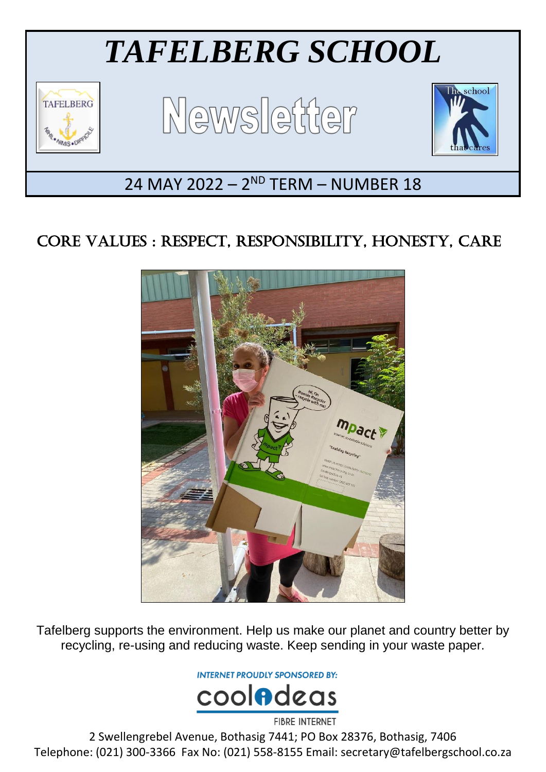# TAFELBERG SCHOOL

## Newsletter

24 MAY 2022 – 2ND TERM – NUMBER 18

## CORE VALUES : RESPECT, RESPONSIBILITY, HONESTY, CARE

Tafelberg supports the environment. Help us make our planet and country better by recycling, re-using and reducing waste. Keep sending in your waste paper.

INTERNET PROUDLY SPONSORED BY:

coolideas

FIBRE INTERNET

2 Swellengrebel Avenue, Bothasig 7441; PO Box 28376, Bothasig, 7406
Telephone: (021) 300-3366 Fax No: (021) 558-8155 Email: secretary@tafelbergschool.co.za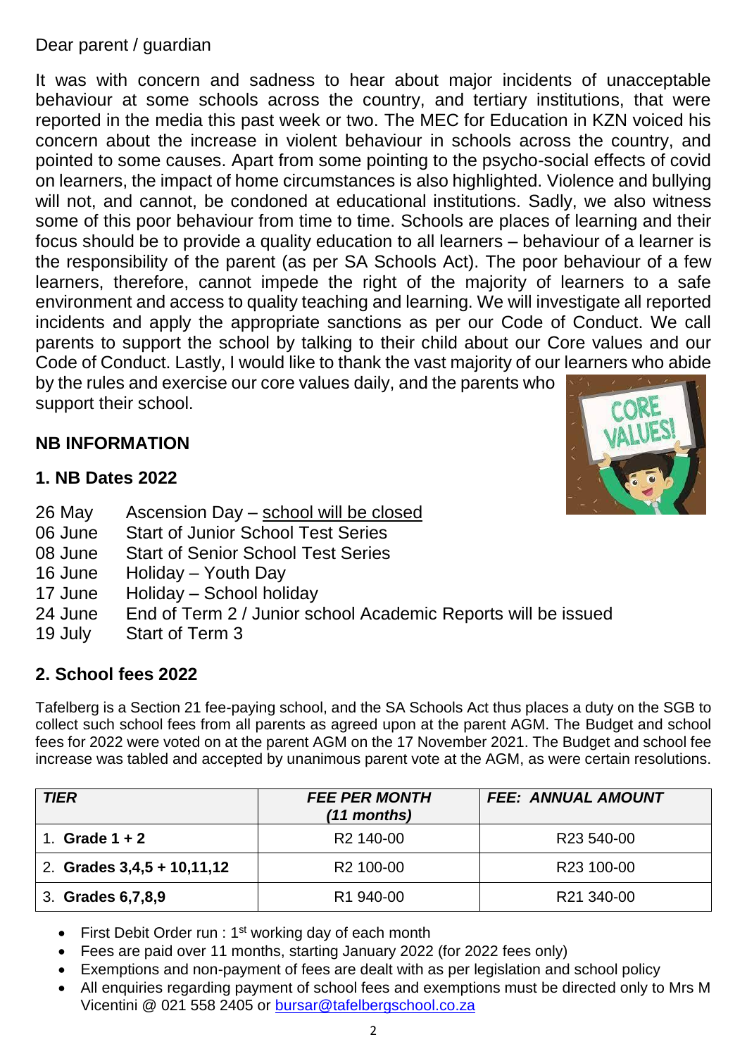Dear parent / guardian

It was with concern and sadness to hear about major incidents of unacceptable behaviour at some schools across the country, and tertiary institutions, that were reported in the media this past week or two. The MEC for Education in KZN voiced his concern about the increase in violent behaviour in schools across the country, and pointed to some causes. Apart from some pointing to the psycho-social effects of covid on learners, the impact of home circumstances is also highlighted. Violence and bullying will not, and cannot, be condoned at educational institutions. Sadly, we also witness some of this poor behaviour from time to time. Schools are places of learning and their focus should be to provide a quality education to all learners – behaviour of a learner is the responsibility of the parent (as per SA Schools Act). The poor behaviour of a few learners, therefore, cannot impede the right of the majority of learners to a safe environment and access to quality teaching and learning. We will investigate all reported incidents and apply the appropriate sanctions as per our Code of Conduct. We call parents to support the school by talking to their child about our Core values and our Code of Conduct. Lastly, I would like to thank the vast majority of our learners who abide by the rules and exercise our core values daily, and the parents who support their school.

## NB INFORMATION

### 1. NB Dates 2022

| | |
|---|---|
| 26 May | Ascension Day – school will be closed |
| 06 June | Start of Junior School Test Series |
| 08 June | Start of Senior School Test Series |
| 16 June | Holiday – Youth Day |
| 17 June | Holiday – School holiday |
| 24 June | End of Term 2 / Junior school Academic Reports will be issued |
| 19 July | Start of Term 3 |

### 2. School fees 2022

Tafelberg is a Section 21 fee-paying school, and the SA Schools Act thus places a duty on the SGB to collect such school fees from all parents as agreed upon at the parent AGM. The Budget and school fees for 2022 were voted on at the parent AGM on the 17 November 2021. The Budget and school fee increase was tabled and accepted by unanimous parent vote at the AGM, as were certain resolutions.

| *TIER* | *FEE PER MONTH (11 months)* | *FEE: ANNUAL AMOUNT* |
|---|---|---|
| 1. **Grade 1 + 2** | R2 140-00 | R23 540-00 |
| 2. **Grades 3,4,5 + 10,11,12** | R2 100-00 | R23 100-00 |
| 3. **Grades 6,7,8,9** | R1 940-00 | R21 340-00 |

- First Debit Order run : 1st working day of each month
- Fees are paid over 11 months, starting January 2022 (for 2022 fees only)
- Exemptions and non-payment of fees are dealt with as per legislation and school policy
- All enquiries regarding payment of school fees and exemptions must be directed only to Mrs M Vicentini @ 021 558 2405 or bursar@tafelbergschool.co.za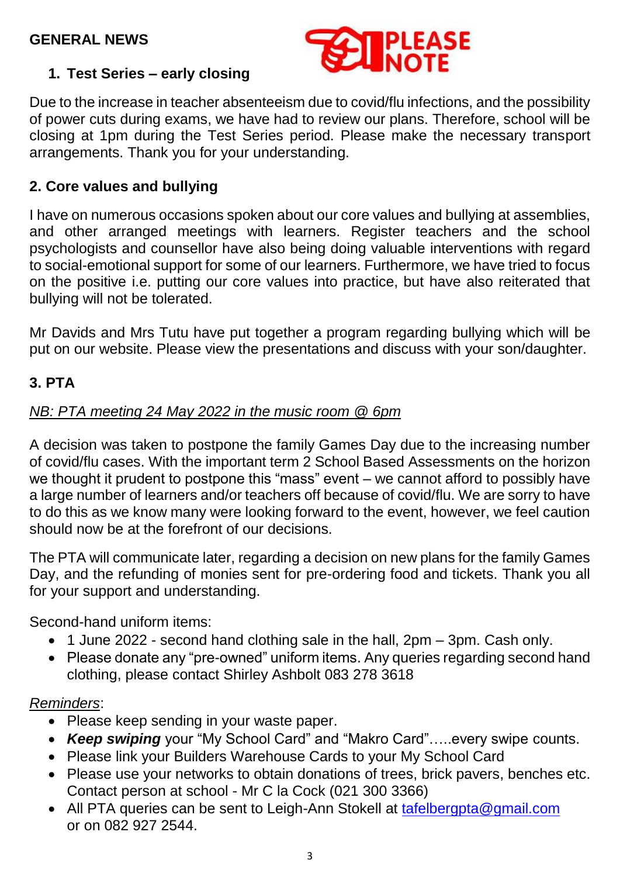## GENERAL NEWS

### 1. Test Series – early closing

Due to the increase in teacher absenteeism due to covid/flu infections, and the possibility of power cuts during exams, we have had to review our plans. Therefore, school will be closing at 1pm during the Test Series period. Please make the necessary transport arrangements. Thank you for your understanding.

### 2. Core values and bullying

I have on numerous occasions spoken about our core values and bullying at assemblies, and other arranged meetings with learners. Register teachers and the school psychologists and counsellor have also being doing valuable interventions with regard to social-emotional support for some of our learners. Furthermore, we have tried to focus on the positive i.e. putting our core values into practice, but have also reiterated that bullying will not be tolerated.

Mr Davids and Mrs Tutu have put together a program regarding bullying which will be put on our website. Please view the presentations and discuss with your son/daughter.

### 3. PTA

*NB: PTA meeting 24 May 2022 in the music room @ 6pm*

A decision was taken to postpone the family Games Day due to the increasing number of covid/flu cases. With the important term 2 School Based Assessments on the horizon we thought it prudent to postpone this "mass" event – we cannot afford to possibly have a large number of learners and/or teachers off because of covid/flu. We are sorry to have to do this as we know many were looking forward to the event, however, we feel caution should now be at the forefront of our decisions.

The PTA will communicate later, regarding a decision on new plans for the family Games Day, and the refunding of monies sent for pre-ordering food and tickets. Thank you all for your support and understanding.

Second-hand uniform items:

- 1 June 2022 - second hand clothing sale in the hall, 2pm – 3pm. Cash only.
- Please donate any "pre-owned" uniform items. Any queries regarding second hand clothing, please contact Shirley Ashbolt 083 278 3618

*Reminders*:

- Please keep sending in your waste paper.
- ***Keep swiping*** your "My School Card" and "Makro Card"…..every swipe counts.
- Please link your Builders Warehouse Cards to your My School Card
- Please use your networks to obtain donations of trees, brick pavers, benches etc. Contact person at school - Mr C la Cock (021 300 3366)
- All PTA queries can be sent to Leigh-Ann Stokell at tafelbergpta@gmail.com or on 082 927 2544.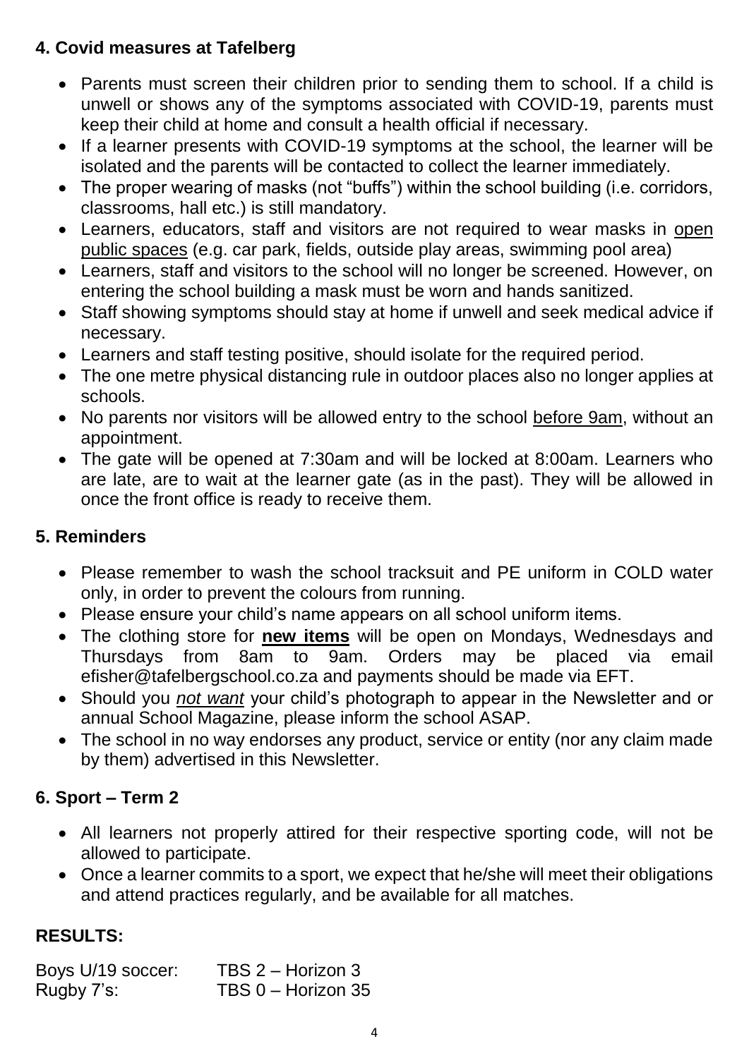## 4. Covid measures at Tafelberg

- Parents must screen their children prior to sending them to school. If a child is unwell or shows any of the symptoms associated with COVID-19, parents must keep their child at home and consult a health official if necessary.
- If a learner presents with COVID-19 symptoms at the school, the learner will be isolated and the parents will be contacted to collect the learner immediately.
- The proper wearing of masks (not "buffs") within the school building (i.e. corridors, classrooms, hall etc.) is still mandatory.
- Learners, educators, staff and visitors are not required to wear masks in <u>open public spaces</u> (e.g. car park, fields, outside play areas, swimming pool area)
- Learners, staff and visitors to the school will no longer be screened. However, on entering the school building a mask must be worn and hands sanitized.
- Staff showing symptoms should stay at home if unwell and seek medical advice if necessary.
- Learners and staff testing positive, should isolate for the required period.
- The one metre physical distancing rule in outdoor places also no longer applies at schools.
- No parents nor visitors will be allowed entry to the school <u>before 9am</u>, without an appointment.
- The gate will be opened at 7:30am and will be locked at 8:00am. Learners who are late, are to wait at the learner gate (as in the past). They will be allowed in once the front office is ready to receive them.

## 5. Reminders

- Please remember to wash the school tracksuit and PE uniform in COLD water only, in order to prevent the colours from running.
- Please ensure your child's name appears on all school uniform items.
- The clothing store for **<u>new items</u>** will be open on Mondays, Wednesdays and Thursdays from 8am to 9am. Orders may be placed via email efisher@tafelbergschool.co.za and payments should be made via EFT.
- Should you *<u>not want</u>* your child's photograph to appear in the Newsletter and or annual School Magazine, please inform the school ASAP.
- The school in no way endorses any product, service or entity (nor any claim made by them) advertised in this Newsletter.

## 6. Sport – Term 2

- All learners not properly attired for their respective sporting code, will not be allowed to participate.
- Once a learner commits to a sport, we expect that he/she will meet their obligations and attend practices regularly, and be available for all matches.

## RESULTS:

Boys U/19 soccer: TBS 2 – Horizon 3
Rugby 7's: TBS 0 – Horizon 35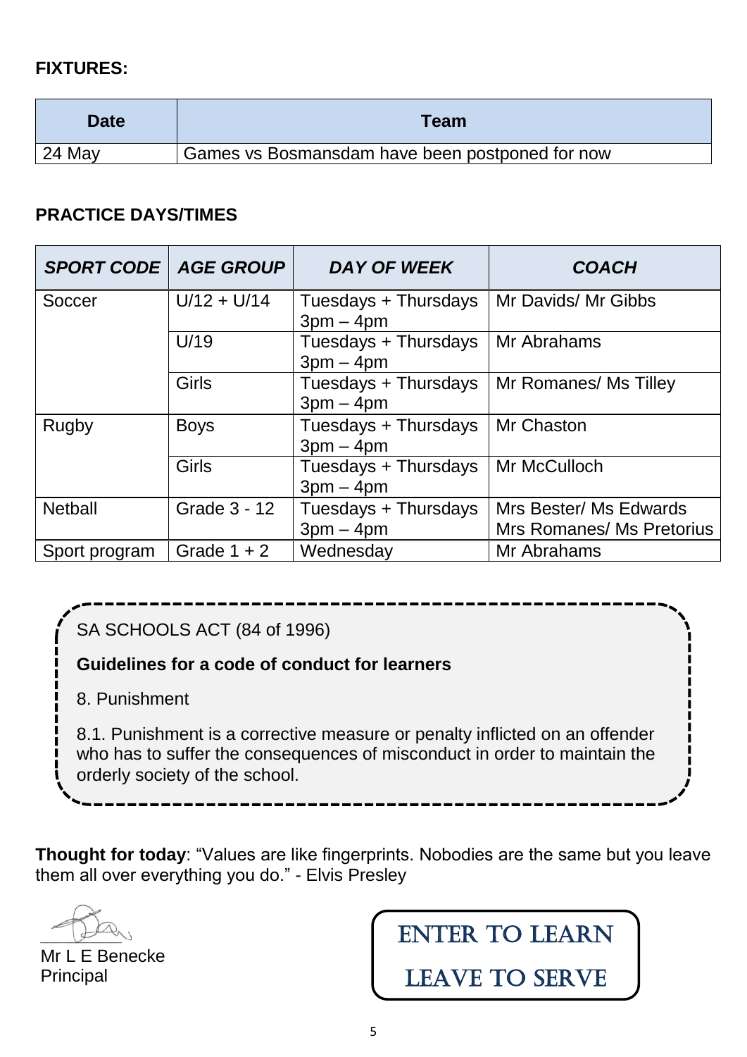**FIXTURES:**

| Date | Team |
|---|---|
| 24 May | Games vs Bosmansdam have been postponed for now |

**PRACTICE DAYS/TIMES**

| *SPORT CODE* | *AGE GROUP* | *DAY OF WEEK* | *COACH* |
|---|---|---|---|
| Soccer | U/12 + U/14 | Tuesdays + Thursdays 3pm – 4pm | Mr Davids/ Mr Gibbs |
| | U/19 | Tuesdays + Thursdays 3pm – 4pm | Mr Abrahams |
| | Girls | Tuesdays + Thursdays 3pm – 4pm | Mr Romanes/ Ms Tilley |
| Rugby | Boys | Tuesdays + Thursdays 3pm – 4pm | Mr Chaston |
| | Girls | Tuesdays + Thursdays 3pm – 4pm | Mr McCulloch |
| Netball | Grade 3 - 12 | Tuesdays + Thursdays 3pm – 4pm | Mrs Bester/ Ms Edwards Mrs Romanes/ Ms Pretorius |
| Sport program | Grade 1 + 2 | Wednesday | Mr Abrahams |

SA SCHOOLS ACT (84 of 1996)

**Guidelines for a code of conduct for learners**

8. Punishment

8.1. Punishment is a corrective measure or penalty inflicted on an offender who has to suffer the consequences of misconduct in order to maintain the orderly society of the school.

**Thought for today**: "Values are like fingerprints. Nobodies are the same but you leave them all over everything you do." - Elvis Presley

Mr L E Benecke
Principal

ENTER TO LEARN

LEAVE TO SERVE